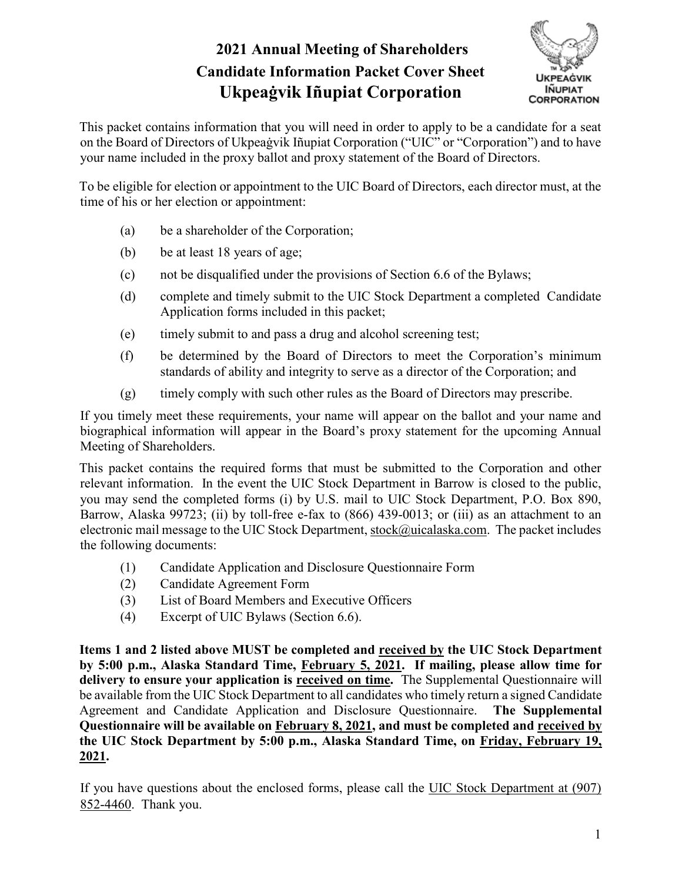# 2021 Annual Meeting of Shareholders
## Candidate Information Packet Cover Sheet
## Ukpeaġvik Iñupiat Corporation

This packet contains information that you will need in order to apply to be a candidate for a seat on the Board of Directors of Ukpeaġvik Iñupiat Corporation ("UIC" or "Corporation") and to have your name included in the proxy ballot and proxy statement of the Board of Directors.

To be eligible for election or appointment to the UIC Board of Directors, each director must, at the time of his or her election or appointment:

(a) be a shareholder of the Corporation;

(b) be at least 18 years of age;

(c) not be disqualified under the provisions of Section 6.6 of the Bylaws;

(d) complete and timely submit to the UIC Stock Department a completed Candidate Application forms included in this packet;

(e) timely submit to and pass a drug and alcohol screening test;

(f) be determined by the Board of Directors to meet the Corporation's minimum standards of ability and integrity to serve as a director of the Corporation; and

(g) timely comply with such other rules as the Board of Directors may prescribe.

If you timely meet these requirements, your name will appear on the ballot and your name and biographical information will appear in the Board's proxy statement for the upcoming Annual Meeting of Shareholders.

This packet contains the required forms that must be submitted to the Corporation and other relevant information. In the event the UIC Stock Department in Barrow is closed to the public, you may send the completed forms (i) by U.S. mail to UIC Stock Department, P.O. Box 890, Barrow, Alaska 99723; (ii) by toll-free e-fax to (866) 439-0013; or (iii) as an attachment to an electronic mail message to the UIC Stock Department, stock@uicalaska.com. The packet includes the following documents:

(1) Candidate Application and Disclosure Questionnaire Form
(2) Candidate Agreement Form
(3) List of Board Members and Executive Officers
(4) Excerpt of UIC Bylaws (Section 6.6).

**Items 1 and 2 listed above MUST be completed and received by the UIC Stock Department by 5:00 p.m., Alaska Standard Time, February 5, 2021. If mailing, please allow time for delivery to ensure your application is received on time.** The Supplemental Questionnaire will be available from the UIC Stock Department to all candidates who timely return a signed Candidate Agreement and Candidate Application and Disclosure Questionnaire. **The Supplemental Questionnaire will be available on February 8, 2021, and must be completed and received by the UIC Stock Department by 5:00 p.m., Alaska Standard Time, on Friday, February 19, 2021.**

If you have questions about the enclosed forms, please call the UIC Stock Department at (907) 852-4460. Thank you.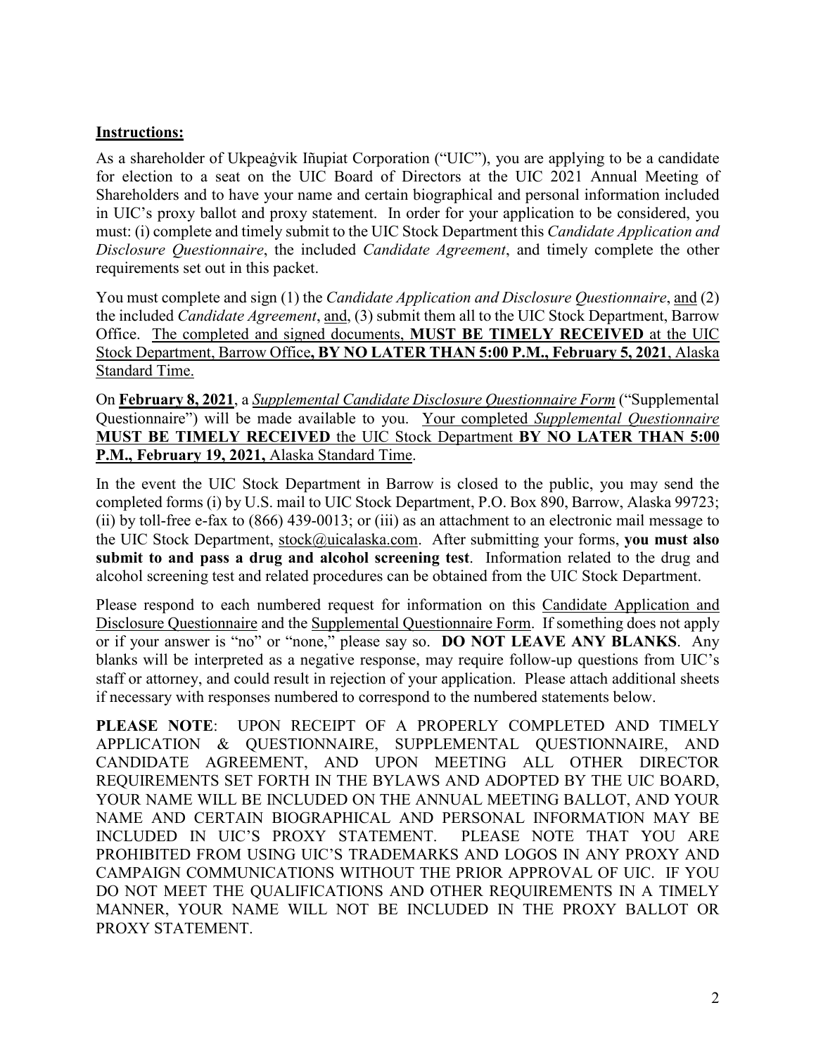**Instructions:**

As a shareholder of Ukpeaġvik Iñupiat Corporation ("UIC"), you are applying to be a candidate for election to a seat on the UIC Board of Directors at the UIC 2021 Annual Meeting of Shareholders and to have your name and certain biographical and personal information included in UIC's proxy ballot and proxy statement. In order for your application to be considered, you must: (i) complete and timely submit to the UIC Stock Department this *Candidate Application and Disclosure Questionnaire*, the included *Candidate Agreement*, and timely complete the other requirements set out in this packet.

You must complete and sign (1) the *Candidate Application and Disclosure Questionnaire*, and (2) the included *Candidate Agreement*, and, (3) submit them all to the UIC Stock Department, Barrow Office. The completed and signed documents, **MUST BE TIMELY RECEIVED** at the UIC Stock Department, Barrow Office**, BY NO LATER THAN 5:00 P.M., February 5, 2021**, Alaska Standard Time.

On **February 8, 2021**, a *Supplemental Candidate Disclosure Questionnaire Form* ("Supplemental Questionnaire") will be made available to you. Your completed *Supplemental Questionnaire* **MUST BE TIMELY RECEIVED** the UIC Stock Department **BY NO LATER THAN 5:00 P.M., February 19, 2021,** Alaska Standard Time.

In the event the UIC Stock Department in Barrow is closed to the public, you may send the completed forms (i) by U.S. mail to UIC Stock Department, P.O. Box 890, Barrow, Alaska 99723; (ii) by toll-free e-fax to (866) 439-0013; or (iii) as an attachment to an electronic mail message to the UIC Stock Department, stock@uicalaska.com. After submitting your forms, **you must also submit to and pass a drug and alcohol screening test**. Information related to the drug and alcohol screening test and related procedures can be obtained from the UIC Stock Department.

Please respond to each numbered request for information on this Candidate Application and Disclosure Questionnaire and the Supplemental Questionnaire Form. If something does not apply or if your answer is "no" or "none," please say so. **DO NOT LEAVE ANY BLANKS**. Any blanks will be interpreted as a negative response, may require follow-up questions from UIC's staff or attorney, and could result in rejection of your application. Please attach additional sheets if necessary with responses numbered to correspond to the numbered statements below.

**PLEASE NOTE**: UPON RECEIPT OF A PROPERLY COMPLETED AND TIMELY APPLICATION & QUESTIONNAIRE, SUPPLEMENTAL QUESTIONNAIRE, AND CANDIDATE AGREEMENT, AND UPON MEETING ALL OTHER DIRECTOR REQUIREMENTS SET FORTH IN THE BYLAWS AND ADOPTED BY THE UIC BOARD, YOUR NAME WILL BE INCLUDED ON THE ANNUAL MEETING BALLOT, AND YOUR NAME AND CERTAIN BIOGRAPHICAL AND PERSONAL INFORMATION MAY BE INCLUDED IN UIC'S PROXY STATEMENT. PLEASE NOTE THAT YOU ARE PROHIBITED FROM USING UIC'S TRADEMARKS AND LOGOS IN ANY PROXY AND CAMPAIGN COMMUNICATIONS WITHOUT THE PRIOR APPROVAL OF UIC. IF YOU DO NOT MEET THE QUALIFICATIONS AND OTHER REQUIREMENTS IN A TIMELY MANNER, YOUR NAME WILL NOT BE INCLUDED IN THE PROXY BALLOT OR PROXY STATEMENT.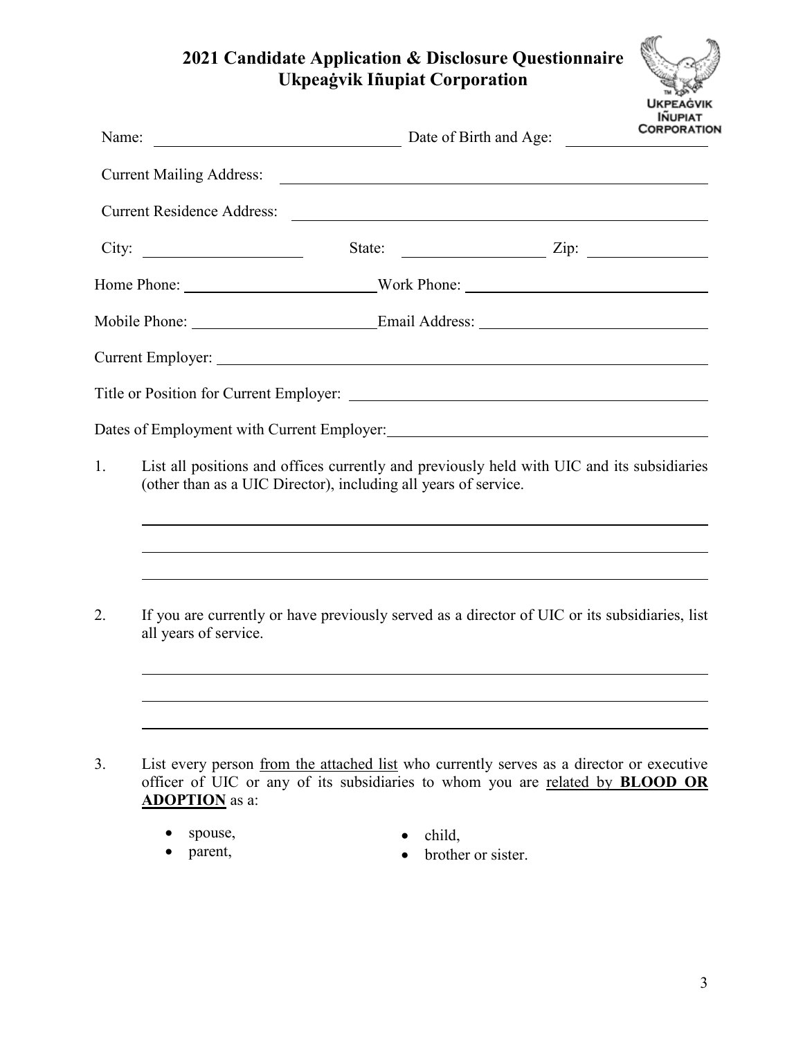# 2021 Candidate Application & Disclosure Questionnaire
## Ukpeaġvik Iñupiat Corporation

Name: ______________________________ Date of Birth and Age: ________________

Current Mailing Address: ______________________________________________

Current Residence Address: ____________________________________________

City: ________________ State: ________________ Zip: ______________

Home Phone: ______________________ Work Phone: ___________________________

Mobile Phone: _____________________ Email Address: _________________________

Current Employer: _____________________________________________________

Title or Position for Current Employer: ______________________________________

Dates of Employment with Current Employer: __________________________________

1. List all positions and offices currently and previously held with UIC and its subsidiaries (other than as a UIC Director), including all years of service.

   ______________________________________________________________________

   ______________________________________________________________________

   ______________________________________________________________________

2. If you are currently or have previously served as a director of UIC or its subsidiaries, list all years of service.

   ______________________________________________________________________

   ______________________________________________________________________

   ______________________________________________________________________

3. List every person <u>from the attached list</u> who currently serves as a director or executive officer of UIC or any of its subsidiaries to whom you are <u>related by **BLOOD OR ADOPTION**</u> as a:

   - spouse,
   - parent,
   - child,
   - brother or sister.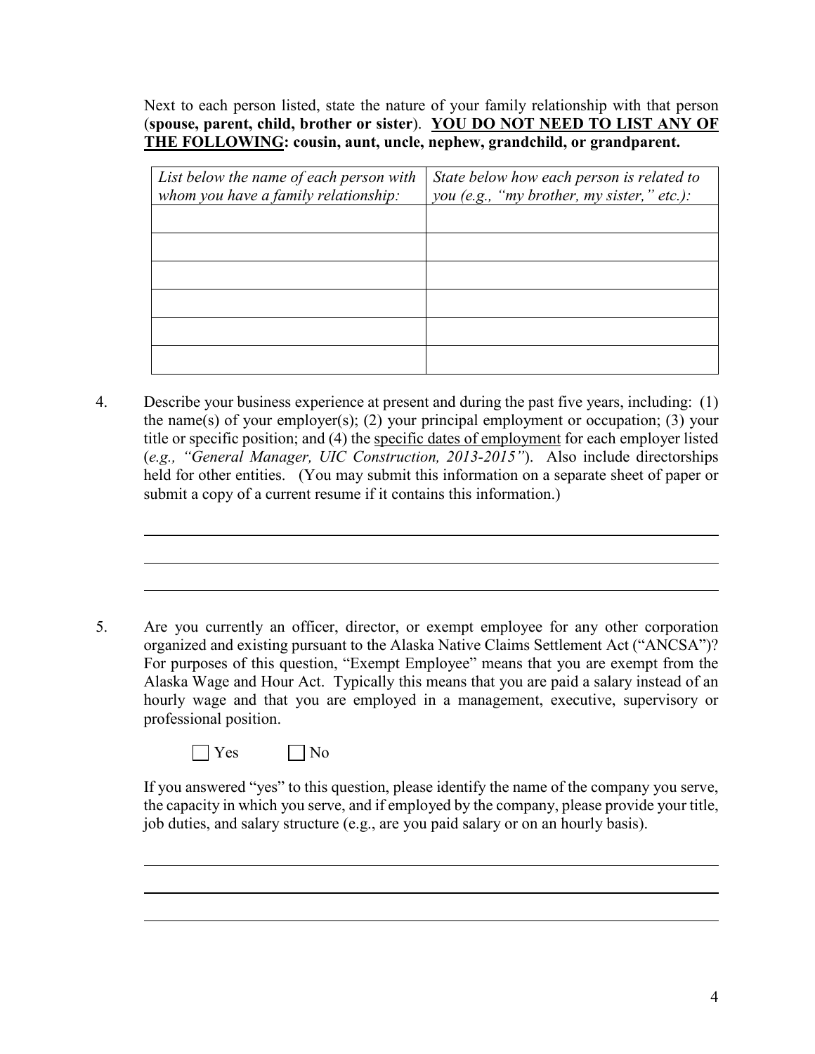Next to each person listed, state the nature of your family relationship with that person (**spouse, parent, child, brother or sister**). **<u>YOU DO NOT NEED TO LIST ANY OF THE FOLLOWING</u>: cousin, aunt, uncle, nephew, grandchild, or grandparent.**

| *List below the name of each person with whom you have a family relationship:* | *State below how each person is related to you (e.g., "my brother, my sister," etc.):* |
|---|---|
| | |
| | |
| | |
| | |
| | |
| | |

4. Describe your business experience at present and during the past five years, including: (1) the name(s) of your employer(s); (2) your principal employment or occupation; (3) your title or specific position; and (4) the <u>specific dates of employment</u> for each employer listed (*e.g., "General Manager, UIC Construction, 2013-2015"*). Also include directorships held for other entities. (You may submit this information on a separate sheet of paper or submit a copy of a current resume if it contains this information.)

\_\_\_\_\_\_\_\_\_\_\_\_\_\_\_\_\_\_\_\_\_\_\_\_\_\_\_\_\_\_\_\_\_\_\_\_\_\_\_\_\_\_\_\_\_\_\_\_\_\_\_\_\_\_\_\_\_\_\_\_

\_\_\_\_\_\_\_\_\_\_\_\_\_\_\_\_\_\_\_\_\_\_\_\_\_\_\_\_\_\_\_\_\_\_\_\_\_\_\_\_\_\_\_\_\_\_\_\_\_\_\_\_\_\_\_\_\_\_\_\_

\_\_\_\_\_\_\_\_\_\_\_\_\_\_\_\_\_\_\_\_\_\_\_\_\_\_\_\_\_\_\_\_\_\_\_\_\_\_\_\_\_\_\_\_\_\_\_\_\_\_\_\_\_\_\_\_\_\_\_\_

5. Are you currently an officer, director, or exempt employee for any other corporation organized and existing pursuant to the Alaska Native Claims Settlement Act ("ANCSA")? For purposes of this question, "Exempt Employee" means that you are exempt from the Alaska Wage and Hour Act. Typically this means that you are paid a salary instead of an hourly wage and that you are employed in a management, executive, supervisory or professional position.

   ☐ Yes ☐ No

   If you answered "yes" to this question, please identify the name of the company you serve, the capacity in which you serve, and if employed by the company, please provide your title, job duties, and salary structure (e.g., are you paid salary or on an hourly basis).

\_\_\_\_\_\_\_\_\_\_\_\_\_\_\_\_\_\_\_\_\_\_\_\_\_\_\_\_\_\_\_\_\_\_\_\_\_\_\_\_\_\_\_\_\_\_\_\_\_\_\_\_\_\_\_\_\_\_\_\_

\_\_\_\_\_\_\_\_\_\_\_\_\_\_\_\_\_\_\_\_\_\_\_\_\_\_\_\_\_\_\_\_\_\_\_\_\_\_\_\_\_\_\_\_\_\_\_\_\_\_\_\_\_\_\_\_\_\_\_\_

\_\_\_\_\_\_\_\_\_\_\_\_\_\_\_\_\_\_\_\_\_\_\_\_\_\_\_\_\_\_\_\_\_\_\_\_\_\_\_\_\_\_\_\_\_\_\_\_\_\_\_\_\_\_\_\_\_\_\_\_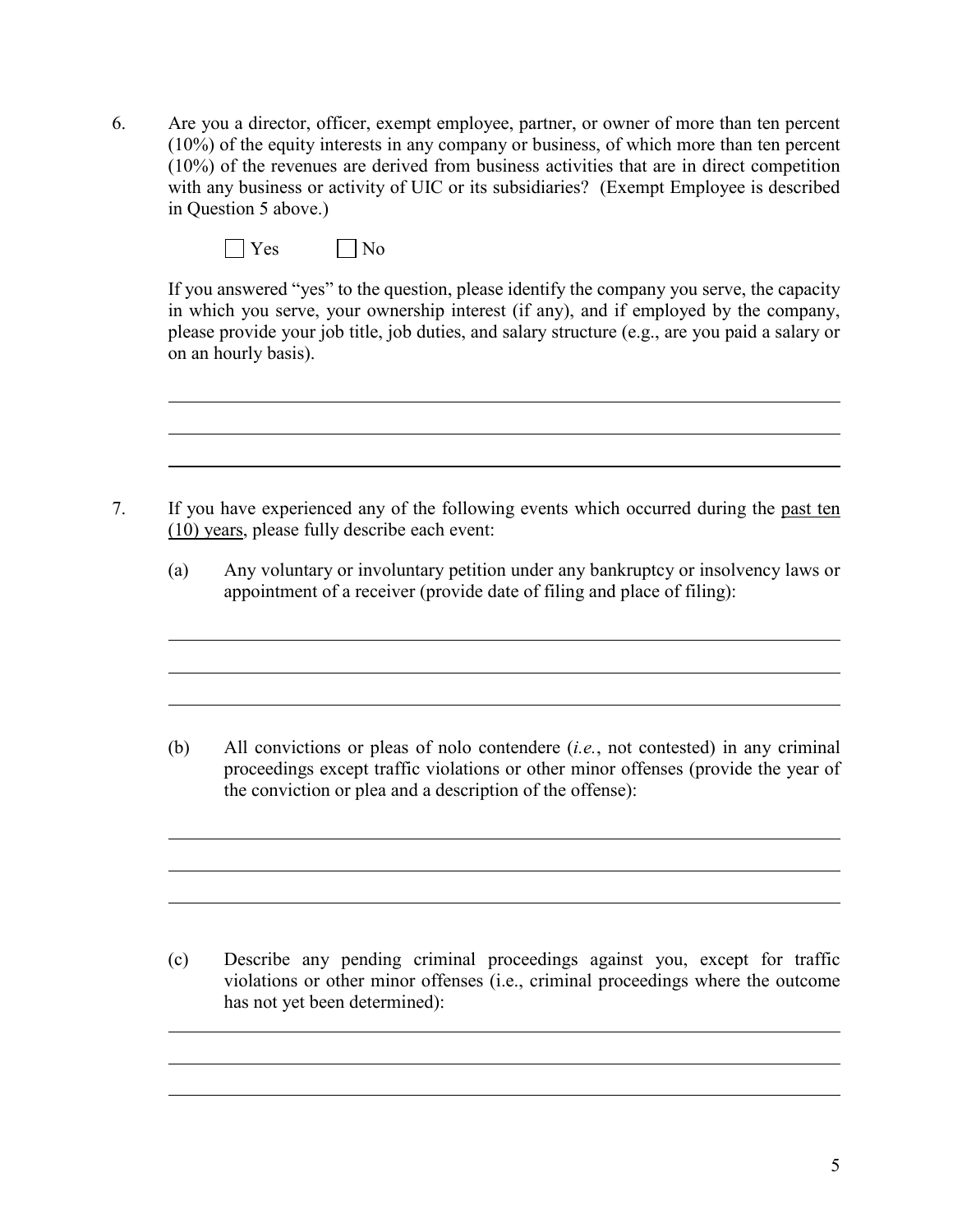6. Are you a director, officer, exempt employee, partner, or owner of more than ten percent (10%) of the equity interests in any company or business, of which more than ten percent (10%) of the revenues are derived from business activities that are in direct competition with any business or activity of UIC or its subsidiaries? (Exempt Employee is described in Question 5 above.)

   ☐ Yes ☐ No

   If you answered "yes" to the question, please identify the company you serve, the capacity in which you serve, your ownership interest (if any), and if employed by the company, please provide your job title, job duties, and salary structure (e.g., are you paid a salary or on an hourly basis).

   \_\_\_\_\_\_\_\_\_\_\_\_\_\_\_\_\_\_\_\_\_\_\_\_\_\_\_\_\_\_\_\_\_\_\_\_\_\_\_\_\_\_\_\_\_\_\_\_\_\_\_\_\_\_\_\_\_\_\_\_\_\_\_\_

   \_\_\_\_\_\_\_\_\_\_\_\_\_\_\_\_\_\_\_\_\_\_\_\_\_\_\_\_\_\_\_\_\_\_\_\_\_\_\_\_\_\_\_\_\_\_\_\_\_\_\_\_\_\_\_\_\_\_\_\_\_\_\_\_

   \_\_\_\_\_\_\_\_\_\_\_\_\_\_\_\_\_\_\_\_\_\_\_\_\_\_\_\_\_\_\_\_\_\_\_\_\_\_\_\_\_\_\_\_\_\_\_\_\_\_\_\_\_\_\_\_\_\_\_\_\_\_\_\_

7. If you have experienced any of the following events which occurred during the <u>past ten (10) years</u>, please fully describe each event:

   (a) Any voluntary or involuntary petition under any bankruptcy or insolvency laws or appointment of a receiver (provide date of filing and place of filing):

   \_\_\_\_\_\_\_\_\_\_\_\_\_\_\_\_\_\_\_\_\_\_\_\_\_\_\_\_\_\_\_\_\_\_\_\_\_\_\_\_\_\_\_\_\_\_\_\_\_\_\_\_\_\_\_\_\_\_\_\_\_\_\_\_

   \_\_\_\_\_\_\_\_\_\_\_\_\_\_\_\_\_\_\_\_\_\_\_\_\_\_\_\_\_\_\_\_\_\_\_\_\_\_\_\_\_\_\_\_\_\_\_\_\_\_\_\_\_\_\_\_\_\_\_\_\_\_\_\_

   \_\_\_\_\_\_\_\_\_\_\_\_\_\_\_\_\_\_\_\_\_\_\_\_\_\_\_\_\_\_\_\_\_\_\_\_\_\_\_\_\_\_\_\_\_\_\_\_\_\_\_\_\_\_\_\_\_\_\_\_\_\_\_\_

   (b) All convictions or pleas of nolo contendere (*i.e.*, not contested) in any criminal proceedings except traffic violations or other minor offenses (provide the year of the conviction or plea and a description of the offense):

   \_\_\_\_\_\_\_\_\_\_\_\_\_\_\_\_\_\_\_\_\_\_\_\_\_\_\_\_\_\_\_\_\_\_\_\_\_\_\_\_\_\_\_\_\_\_\_\_\_\_\_\_\_\_\_\_\_\_\_\_\_\_\_\_

   \_\_\_\_\_\_\_\_\_\_\_\_\_\_\_\_\_\_\_\_\_\_\_\_\_\_\_\_\_\_\_\_\_\_\_\_\_\_\_\_\_\_\_\_\_\_\_\_\_\_\_\_\_\_\_\_\_\_\_\_\_\_\_\_

   \_\_\_\_\_\_\_\_\_\_\_\_\_\_\_\_\_\_\_\_\_\_\_\_\_\_\_\_\_\_\_\_\_\_\_\_\_\_\_\_\_\_\_\_\_\_\_\_\_\_\_\_\_\_\_\_\_\_\_\_\_\_\_\_

   (c) Describe any pending criminal proceedings against you, except for traffic violations or other minor offenses (i.e., criminal proceedings where the outcome has not yet been determined):

   \_\_\_\_\_\_\_\_\_\_\_\_\_\_\_\_\_\_\_\_\_\_\_\_\_\_\_\_\_\_\_\_\_\_\_\_\_\_\_\_\_\_\_\_\_\_\_\_\_\_\_\_\_\_\_\_\_\_\_\_\_\_\_\_

   \_\_\_\_\_\_\_\_\_\_\_\_\_\_\_\_\_\_\_\_\_\_\_\_\_\_\_\_\_\_\_\_\_\_\_\_\_\_\_\_\_\_\_\_\_\_\_\_\_\_\_\_\_\_\_\_\_\_\_\_\_\_\_\_

   \_\_\_\_\_\_\_\_\_\_\_\_\_\_\_\_\_\_\_\_\_\_\_\_\_\_\_\_\_\_\_\_\_\_\_\_\_\_\_\_\_\_\_\_\_\_\_\_\_\_\_\_\_\_\_\_\_\_\_\_\_\_\_\_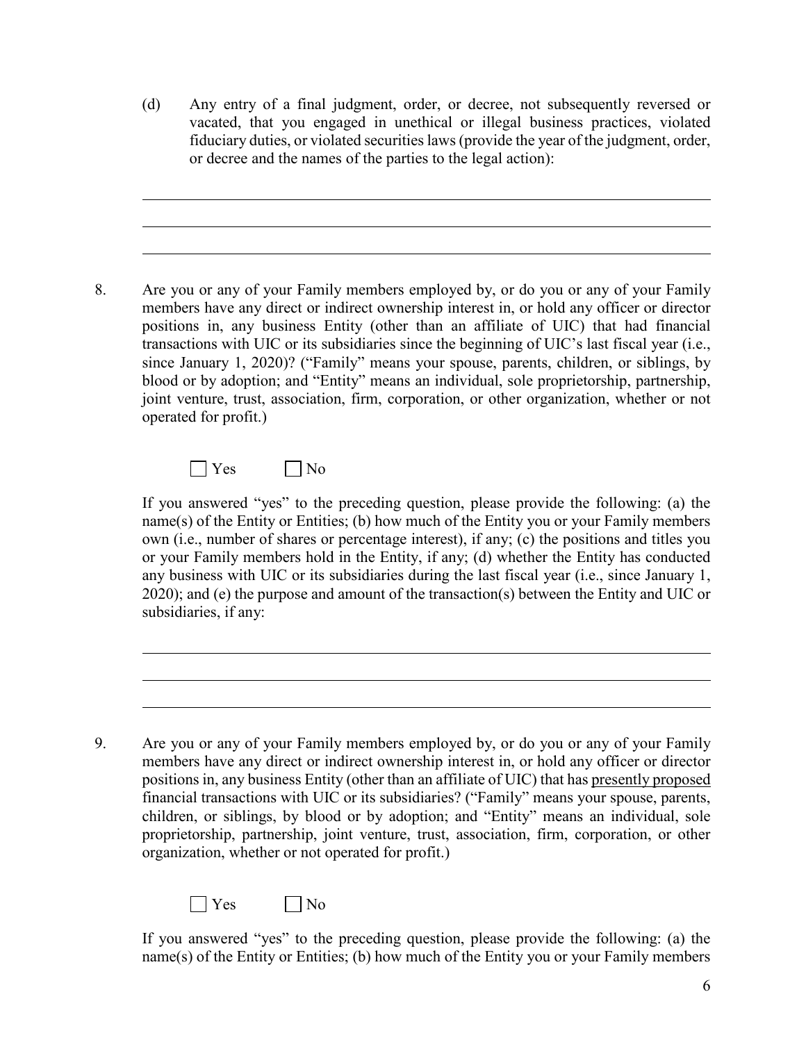(d) Any entry of a final judgment, order, or decree, not subsequently reversed or vacated, that you engaged in unethical or illegal business practices, violated fiduciary duties, or violated securities laws (provide the year of the judgment, order, or decree and the names of the parties to the legal action):

\_\_\_\_\_\_\_\_\_\_\_\_\_\_\_\_\_\_\_\_\_\_\_\_\_\_\_\_\_\_\_\_\_\_\_\_\_\_\_\_\_\_\_\_\_\_\_\_\_\_\_\_\_\_\_\_\_\_\_\_

\_\_\_\_\_\_\_\_\_\_\_\_\_\_\_\_\_\_\_\_\_\_\_\_\_\_\_\_\_\_\_\_\_\_\_\_\_\_\_\_\_\_\_\_\_\_\_\_\_\_\_\_\_\_\_\_\_\_\_\_

\_\_\_\_\_\_\_\_\_\_\_\_\_\_\_\_\_\_\_\_\_\_\_\_\_\_\_\_\_\_\_\_\_\_\_\_\_\_\_\_\_\_\_\_\_\_\_\_\_\_\_\_\_\_\_\_\_\_\_\_

8. Are you or any of your Family members employed by, or do you or any of your Family members have any direct or indirect ownership interest in, or hold any officer or director positions in, any business Entity (other than an affiliate of UIC) that had financial transactions with UIC or its subsidiaries since the beginning of UIC's last fiscal year (i.e., since January 1, 2020)? ("Family" means your spouse, parents, children, or siblings, by blood or by adoption; and "Entity" means an individual, sole proprietorship, partnership, joint venture, trust, association, firm, corporation, or other organization, whether or not operated for profit.)

☐ Yes ☐ No

If you answered "yes" to the preceding question, please provide the following: (a) the name(s) of the Entity or Entities; (b) how much of the Entity you or your Family members own (i.e., number of shares or percentage interest), if any; (c) the positions and titles you or your Family members hold in the Entity, if any; (d) whether the Entity has conducted any business with UIC or its subsidiaries during the last fiscal year (i.e., since January 1, 2020); and (e) the purpose and amount of the transaction(s) between the Entity and UIC or subsidiaries, if any:

\_\_\_\_\_\_\_\_\_\_\_\_\_\_\_\_\_\_\_\_\_\_\_\_\_\_\_\_\_\_\_\_\_\_\_\_\_\_\_\_\_\_\_\_\_\_\_\_\_\_\_\_\_\_\_\_\_\_\_\_

\_\_\_\_\_\_\_\_\_\_\_\_\_\_\_\_\_\_\_\_\_\_\_\_\_\_\_\_\_\_\_\_\_\_\_\_\_\_\_\_\_\_\_\_\_\_\_\_\_\_\_\_\_\_\_\_\_\_\_\_

\_\_\_\_\_\_\_\_\_\_\_\_\_\_\_\_\_\_\_\_\_\_\_\_\_\_\_\_\_\_\_\_\_\_\_\_\_\_\_\_\_\_\_\_\_\_\_\_\_\_\_\_\_\_\_\_\_\_\_\_

9. Are you or any of your Family members employed by, or do you or any of your Family members have any direct or indirect ownership interest in, or hold any officer or director positions in, any business Entity (other than an affiliate of UIC) that has <u>presently proposed</u> financial transactions with UIC or its subsidiaries? ("Family" means your spouse, parents, children, or siblings, by blood or by adoption; and "Entity" means an individual, sole proprietorship, partnership, joint venture, trust, association, firm, corporation, or other organization, whether or not operated for profit.)

☐ Yes ☐ No

If you answered "yes" to the preceding question, please provide the following: (a) the name(s) of the Entity or Entities; (b) how much of the Entity you or your Family members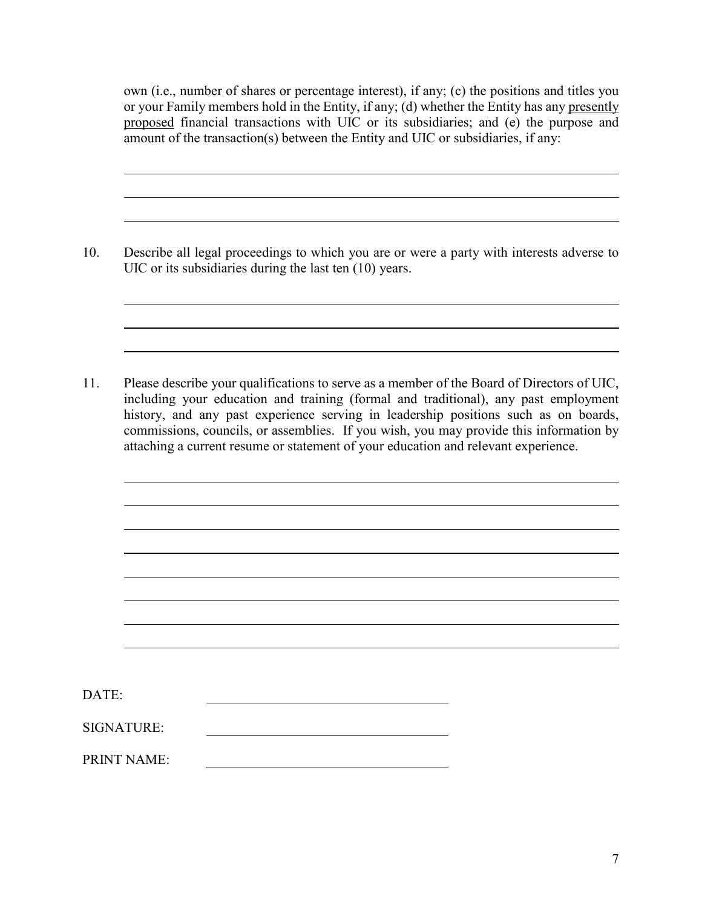own (i.e., number of shares or percentage interest), if any; (c) the positions and titles you or your Family members hold in the Entity, if any; (d) whether the Entity has any presently proposed financial transactions with UIC or its subsidiaries; and (e) the purpose and amount of the transaction(s) between the Entity and UIC or subsidiaries, if any:

\_\_\_\_\_\_\_\_\_\_\_\_\_\_\_\_\_\_\_\_\_\_\_\_\_\_\_\_\_\_\_\_\_\_\_\_\_\_\_\_\_\_\_\_\_\_\_\_\_\_\_\_\_\_\_\_\_\_\_\_\_\_\_\_\_\_\_\_\_\_\_\_

\_\_\_\_\_\_\_\_\_\_\_\_\_\_\_\_\_\_\_\_\_\_\_\_\_\_\_\_\_\_\_\_\_\_\_\_\_\_\_\_\_\_\_\_\_\_\_\_\_\_\_\_\_\_\_\_\_\_\_\_\_\_\_\_\_\_\_\_\_\_\_\_

\_\_\_\_\_\_\_\_\_\_\_\_\_\_\_\_\_\_\_\_\_\_\_\_\_\_\_\_\_\_\_\_\_\_\_\_\_\_\_\_\_\_\_\_\_\_\_\_\_\_\_\_\_\_\_\_\_\_\_\_\_\_\_\_\_\_\_\_\_\_\_\_

10. Describe all legal proceedings to which you are or were a party with interests adverse to UIC or its subsidiaries during the last ten (10) years.

\_\_\_\_\_\_\_\_\_\_\_\_\_\_\_\_\_\_\_\_\_\_\_\_\_\_\_\_\_\_\_\_\_\_\_\_\_\_\_\_\_\_\_\_\_\_\_\_\_\_\_\_\_\_\_\_\_\_\_\_\_\_\_\_\_\_\_\_\_\_\_\_

\_\_\_\_\_\_\_\_\_\_\_\_\_\_\_\_\_\_\_\_\_\_\_\_\_\_\_\_\_\_\_\_\_\_\_\_\_\_\_\_\_\_\_\_\_\_\_\_\_\_\_\_\_\_\_\_\_\_\_\_\_\_\_\_\_\_\_\_\_\_\_\_

\_\_\_\_\_\_\_\_\_\_\_\_\_\_\_\_\_\_\_\_\_\_\_\_\_\_\_\_\_\_\_\_\_\_\_\_\_\_\_\_\_\_\_\_\_\_\_\_\_\_\_\_\_\_\_\_\_\_\_\_\_\_\_\_\_\_\_\_\_\_\_\_

11. Please describe your qualifications to serve as a member of the Board of Directors of UIC, including your education and training (formal and traditional), any past employment history, and any past experience serving in leadership positions such as on boards, commissions, councils, or assemblies. If you wish, you may provide this information by attaching a current resume or statement of your education and relevant experience.

\_\_\_\_\_\_\_\_\_\_\_\_\_\_\_\_\_\_\_\_\_\_\_\_\_\_\_\_\_\_\_\_\_\_\_\_\_\_\_\_\_\_\_\_\_\_\_\_\_\_\_\_\_\_\_\_\_\_\_\_\_\_\_\_\_\_\_\_\_\_\_\_

\_\_\_\_\_\_\_\_\_\_\_\_\_\_\_\_\_\_\_\_\_\_\_\_\_\_\_\_\_\_\_\_\_\_\_\_\_\_\_\_\_\_\_\_\_\_\_\_\_\_\_\_\_\_\_\_\_\_\_\_\_\_\_\_\_\_\_\_\_\_\_\_

\_\_\_\_\_\_\_\_\_\_\_\_\_\_\_\_\_\_\_\_\_\_\_\_\_\_\_\_\_\_\_\_\_\_\_\_\_\_\_\_\_\_\_\_\_\_\_\_\_\_\_\_\_\_\_\_\_\_\_\_\_\_\_\_\_\_\_\_\_\_\_\_

\_\_\_\_\_\_\_\_\_\_\_\_\_\_\_\_\_\_\_\_\_\_\_\_\_\_\_\_\_\_\_\_\_\_\_\_\_\_\_\_\_\_\_\_\_\_\_\_\_\_\_\_\_\_\_\_\_\_\_\_\_\_\_\_\_\_\_\_\_\_\_\_

\_\_\_\_\_\_\_\_\_\_\_\_\_\_\_\_\_\_\_\_\_\_\_\_\_\_\_\_\_\_\_\_\_\_\_\_\_\_\_\_\_\_\_\_\_\_\_\_\_\_\_\_\_\_\_\_\_\_\_\_\_\_\_\_\_\_\_\_\_\_\_\_

\_\_\_\_\_\_\_\_\_\_\_\_\_\_\_\_\_\_\_\_\_\_\_\_\_\_\_\_\_\_\_\_\_\_\_\_\_\_\_\_\_\_\_\_\_\_\_\_\_\_\_\_\_\_\_\_\_\_\_\_\_\_\_\_\_\_\_\_\_\_\_\_

\_\_\_\_\_\_\_\_\_\_\_\_\_\_\_\_\_\_\_\_\_\_\_\_\_\_\_\_\_\_\_\_\_\_\_\_\_\_\_\_\_\_\_\_\_\_\_\_\_\_\_\_\_\_\_\_\_\_\_\_\_\_\_\_\_\_\_\_\_\_\_\_

\_\_\_\_\_\_\_\_\_\_\_\_\_\_\_\_\_\_\_\_\_\_\_\_\_\_\_\_\_\_\_\_\_\_\_\_\_\_\_\_\_\_\_\_\_\_\_\_\_\_\_\_\_\_\_\_\_\_\_\_\_\_\_\_\_\_\_\_\_\_\_\_

DATE: \_\_\_\_\_\_\_\_\_\_\_\_\_\_\_\_\_\_\_\_\_\_\_\_\_\_\_\_\_\_\_\_

SIGNATURE: \_\_\_\_\_\_\_\_\_\_\_\_\_\_\_\_\_\_\_\_\_\_\_\_\_\_\_\_\_\_\_\_

PRINT NAME: \_\_\_\_\_\_\_\_\_\_\_\_\_\_\_\_\_\_\_\_\_\_\_\_\_\_\_\_\_\_\_\_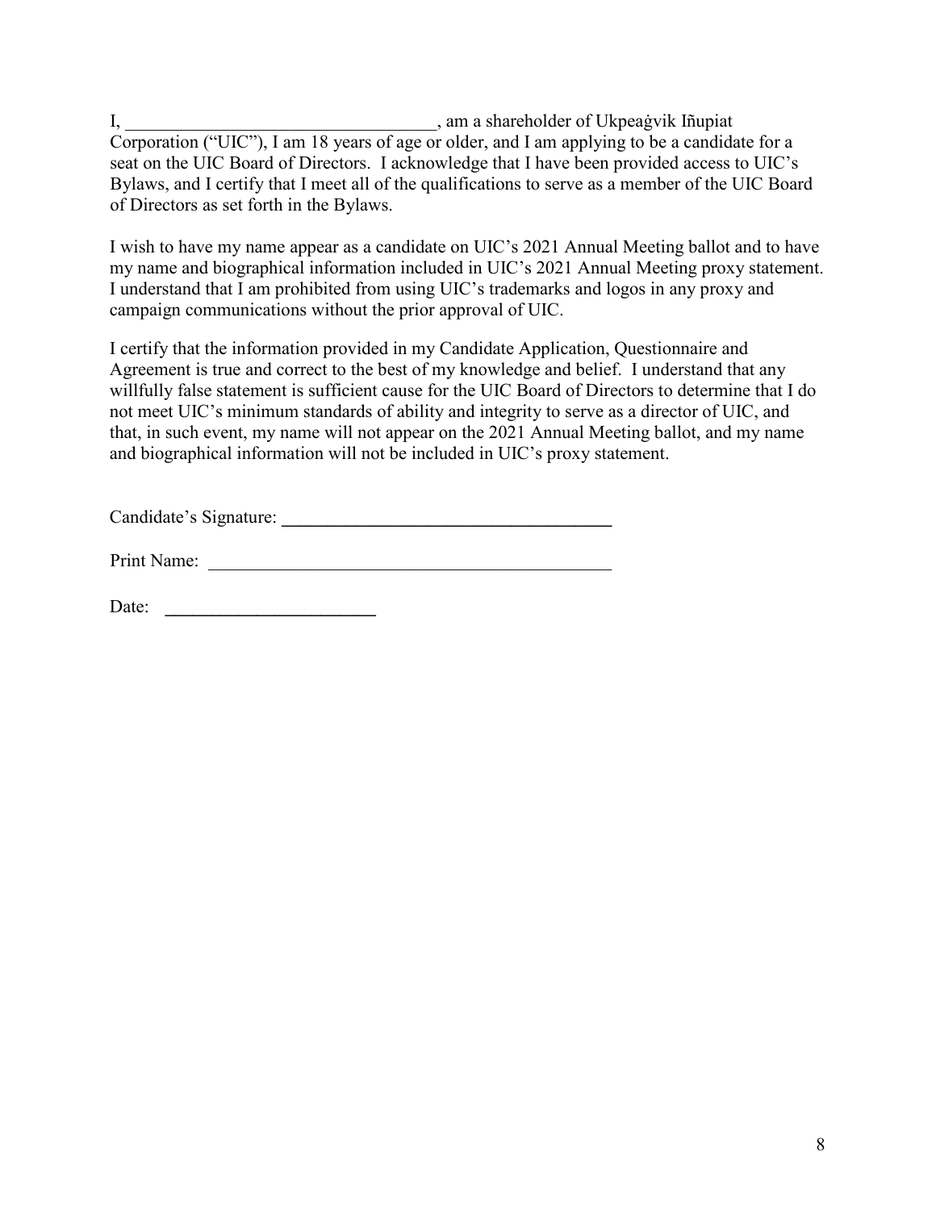I, ___________________________________, am a shareholder of Ukpeaġvik Iñupiat Corporation ("UIC"), I am 18 years of age or older, and I am applying to be a candidate for a seat on the UIC Board of Directors. I acknowledge that I have been provided access to UIC's Bylaws, and I certify that I meet all of the qualifications to serve as a member of the UIC Board of Directors as set forth in the Bylaws.

I wish to have my name appear as a candidate on UIC's 2021 Annual Meeting ballot and to have my name and biographical information included in UIC's 2021 Annual Meeting proxy statement. I understand that I am prohibited from using UIC's trademarks and logos in any proxy and campaign communications without the prior approval of UIC.

I certify that the information provided in my Candidate Application, Questionnaire and Agreement is true and correct to the best of my knowledge and belief. I understand that any willfully false statement is sufficient cause for the UIC Board of Directors to determine that I do not meet UIC's minimum standards of ability and integrity to serve as a director of UIC, and that, in such event, my name will not appear on the 2021 Annual Meeting ballot, and my name and biographical information will not be included in UIC's proxy statement.

Candidate's Signature: ____________________________________

Print Name: ____________________________________________

Date: _______________________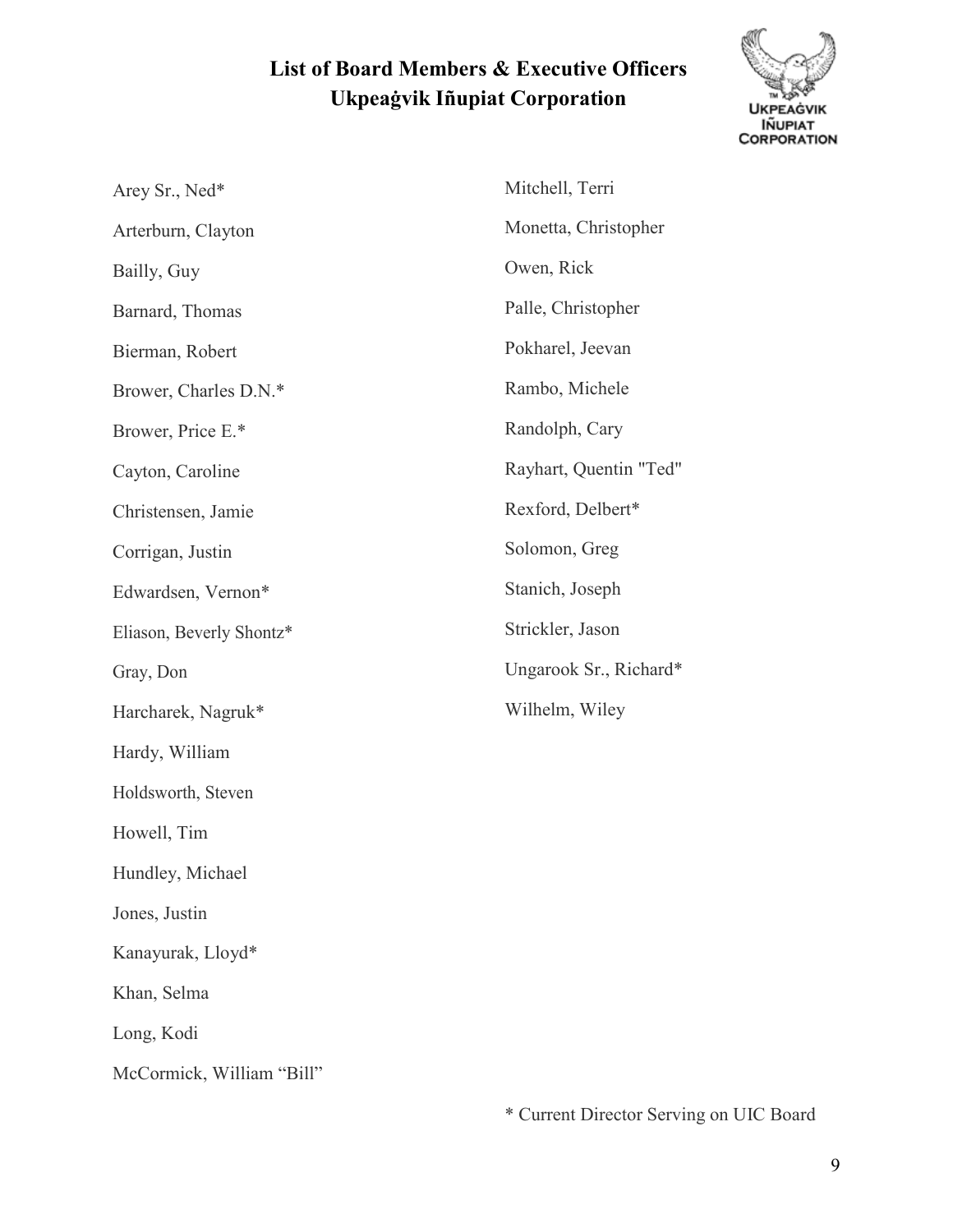# List of Board Members & Executive Officers
# Ukpeaġvik Iñupiat Corporation

Arey Sr., Ned*

Arterburn, Clayton

Bailly, Guy

Barnard, Thomas

Bierman, Robert

Brower, Charles D.N.*

Brower, Price E.*

Cayton, Caroline

Christensen, Jamie

Corrigan, Justin

Edwardsen, Vernon*

Eliason, Beverly Shontz*

Gray, Don

Harcharek, Nagruk*

Hardy, William

Holdsworth, Steven

Howell, Tim

Hundley, Michael

Jones, Justin

Kanayurak, Lloyd*

Khan, Selma

Long, Kodi

McCormick, William "Bill"

Mitchell, Terri

Monetta, Christopher

Owen, Rick

Palle, Christopher

Pokharel, Jeevan

Rambo, Michele

Randolph, Cary

Rayhart, Quentin "Ted"

Rexford, Delbert*

Solomon, Greg

Stanich, Joseph

Strickler, Jason

Ungarook Sr., Richard*

Wilhelm, Wiley

\* Current Director Serving on UIC Board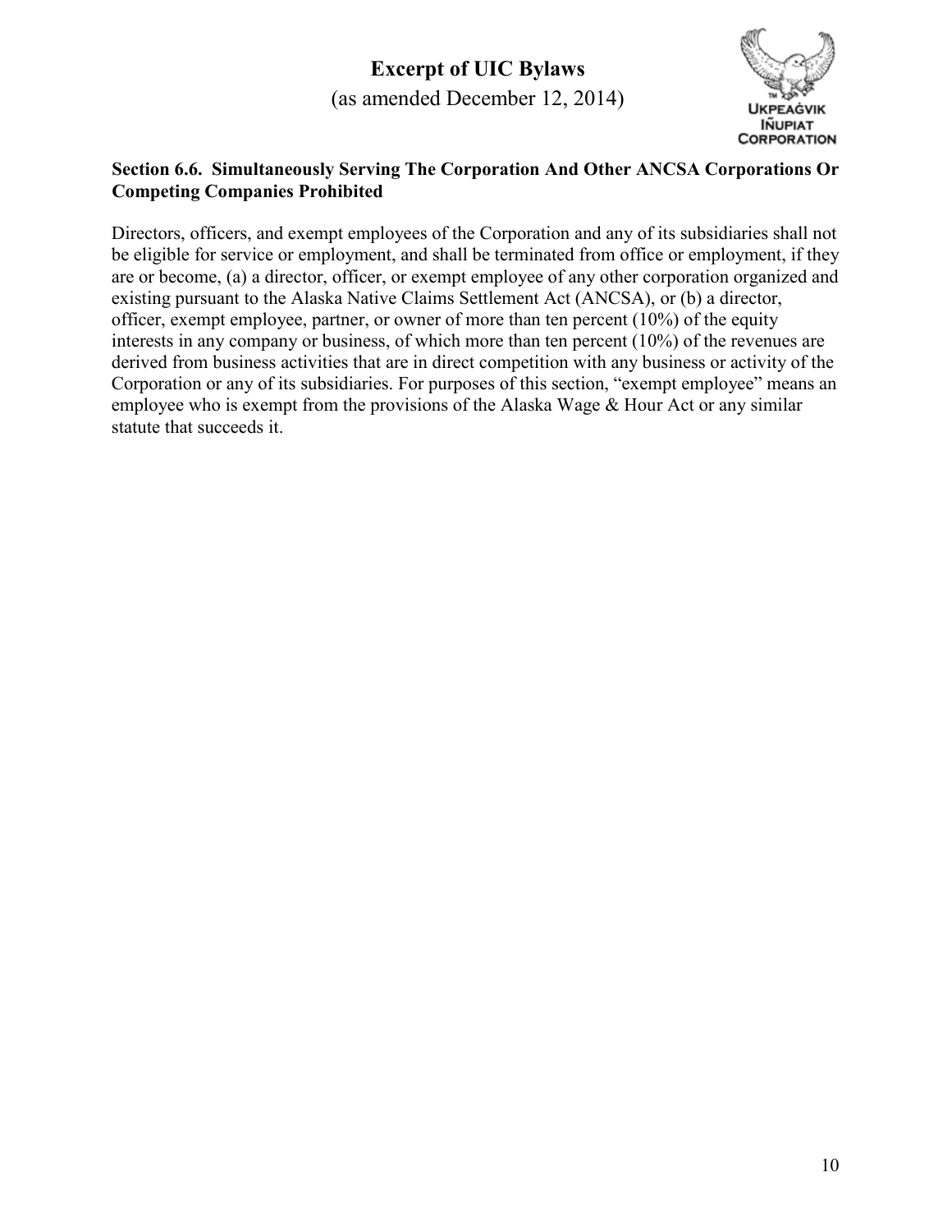# Excerpt of UIC Bylaws

(as amended December 12, 2014)

**Section 6.6. Simultaneously Serving The Corporation And Other ANCSA Corporations Or Competing Companies Prohibited**

Directors, officers, and exempt employees of the Corporation and any of its subsidiaries shall not be eligible for service or employment, and shall be terminated from office or employment, if they are or become, (a) a director, officer, or exempt employee of any other corporation organized and existing pursuant to the Alaska Native Claims Settlement Act (ANCSA), or (b) a director, officer, exempt employee, partner, or owner of more than ten percent (10%) of the equity interests in any company or business, of which more than ten percent (10%) of the revenues are derived from business activities that are in direct competition with any business or activity of the Corporation or any of its subsidiaries. For purposes of this section, "exempt employee" means an employee who is exempt from the provisions of the Alaska Wage & Hour Act or any similar statute that succeeds it.